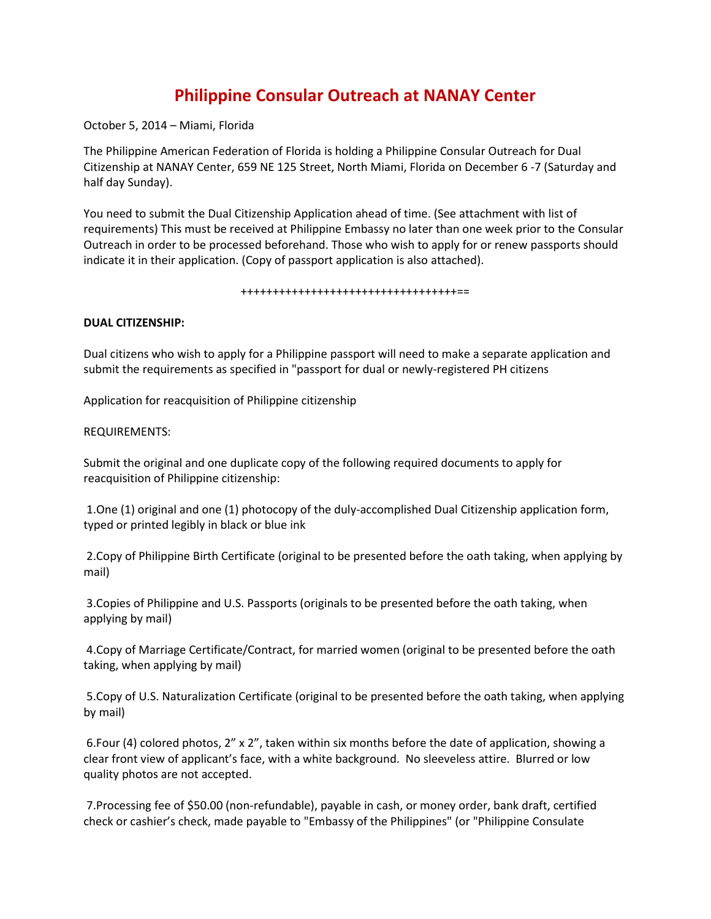# Philippine Consular Outreach at NANAY Center

October 5, 2014 – Miami, Florida

The Philippine American Federation of Florida is holding a Philippine Consular Outreach for Dual Citizenship at NANAY Center, 659 NE 125 Street, North Miami, Florida on December 6 -7 (Saturday and half day Sunday).

You need to submit the Dual Citizenship Application ahead of time. (See attachment with list of requirements) This must be received at Philippine Embassy no later than one week prior to the Consular Outreach in order to be processed beforehand. Those who wish to apply for or renew passports should indicate it in their application. (Copy of passport application is also attached).

++++++++++++++++++++++++++++++++++==

**DUAL CITIZENSHIP:**

Dual citizens who wish to apply for a Philippine passport will need to make a separate application and submit the requirements as specified in "passport for dual or newly-registered PH citizens

Application for reacquisition of Philippine citizenship

REQUIREMENTS:

Submit the original and one duplicate copy of the following required documents to apply for reacquisition of Philippine citizenship:

1. One (1) original and one (1) photocopy of the duly-accomplished Dual Citizenship application form, typed or printed legibly in black or blue ink

2. Copy of Philippine Birth Certificate (original to be presented before the oath taking, when applying by mail)

3. Copies of Philippine and U.S. Passports (originals to be presented before the oath taking, when applying by mail)

4. Copy of Marriage Certificate/Contract, for married women (original to be presented before the oath taking, when applying by mail)

5. Copy of U.S. Naturalization Certificate (original to be presented before the oath taking, when applying by mail)

6. Four (4) colored photos, 2" x 2", taken within six months before the date of application, showing a clear front view of applicant's face, with a white background. No sleeveless attire. Blurred or low quality photos are not accepted.

7. Processing fee of $50.00 (non-refundable), payable in cash, or money order, bank draft, certified check or cashier's check, made payable to "Embassy of the Philippines" (or "Philippine Consulate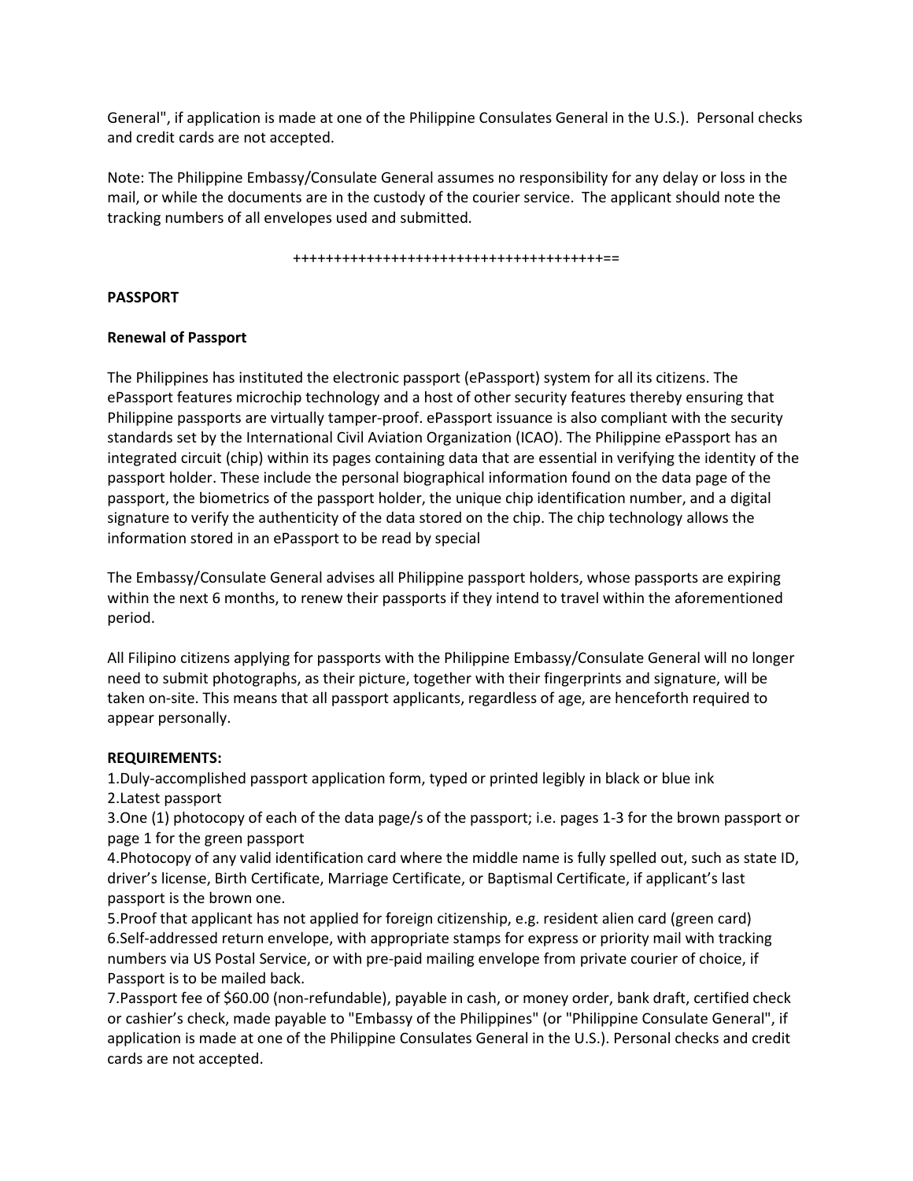General", if application is made at one of the Philippine Consulates General in the U.S.). Personal checks and credit cards are not accepted.

Note: The Philippine Embassy/Consulate General assumes no responsibility for any delay or loss in the mail, or while the documents are in the custody of the courier service. The applicant should note the tracking numbers of all envelopes used and submitted.

++++++++++++++++++++++++++++++++++++++==

**PASSPORT**

**Renewal of Passport**

The Philippines has instituted the electronic passport (ePassport) system for all its citizens. The ePassport features microchip technology and a host of other security features thereby ensuring that Philippine passports are virtually tamper-proof. ePassport issuance is also compliant with the security standards set by the International Civil Aviation Organization (ICAO). The Philippine ePassport has an integrated circuit (chip) within its pages containing data that are essential in verifying the identity of the passport holder. These include the personal biographical information found on the data page of the passport, the biometrics of the passport holder, the unique chip identification number, and a digital signature to verify the authenticity of the data stored on the chip. The chip technology allows the information stored in an ePassport to be read by special

The Embassy/Consulate General advises all Philippine passport holders, whose passports are expiring within the next 6 months, to renew their passports if they intend to travel within the aforementioned period.

All Filipino citizens applying for passports with the Philippine Embassy/Consulate General will no longer need to submit photographs, as their picture, together with their fingerprints and signature, will be taken on-site. This means that all passport applicants, regardless of age, are henceforth required to appear personally.

**REQUIREMENTS:**

1. Duly-accomplished passport application form, typed or printed legibly in black or blue ink
2. Latest passport
3. One (1) photocopy of each of the data page/s of the passport; i.e. pages 1-3 for the brown passport or page 1 for the green passport
4. Photocopy of any valid identification card where the middle name is fully spelled out, such as state ID, driver's license, Birth Certificate, Marriage Certificate, or Baptismal Certificate, if applicant's last passport is the brown one.
5. Proof that applicant has not applied for foreign citizenship, e.g. resident alien card (green card)
6. Self-addressed return envelope, with appropriate stamps for express or priority mail with tracking numbers via US Postal Service, or with pre-paid mailing envelope from private courier of choice, if Passport is to be mailed back.
7. Passport fee of $60.00 (non-refundable), payable in cash, or money order, bank draft, certified check or cashier's check, made payable to "Embassy of the Philippines" (or "Philippine Consulate General", if application is made at one of the Philippine Consulates General in the U.S.). Personal checks and credit cards are not accepted.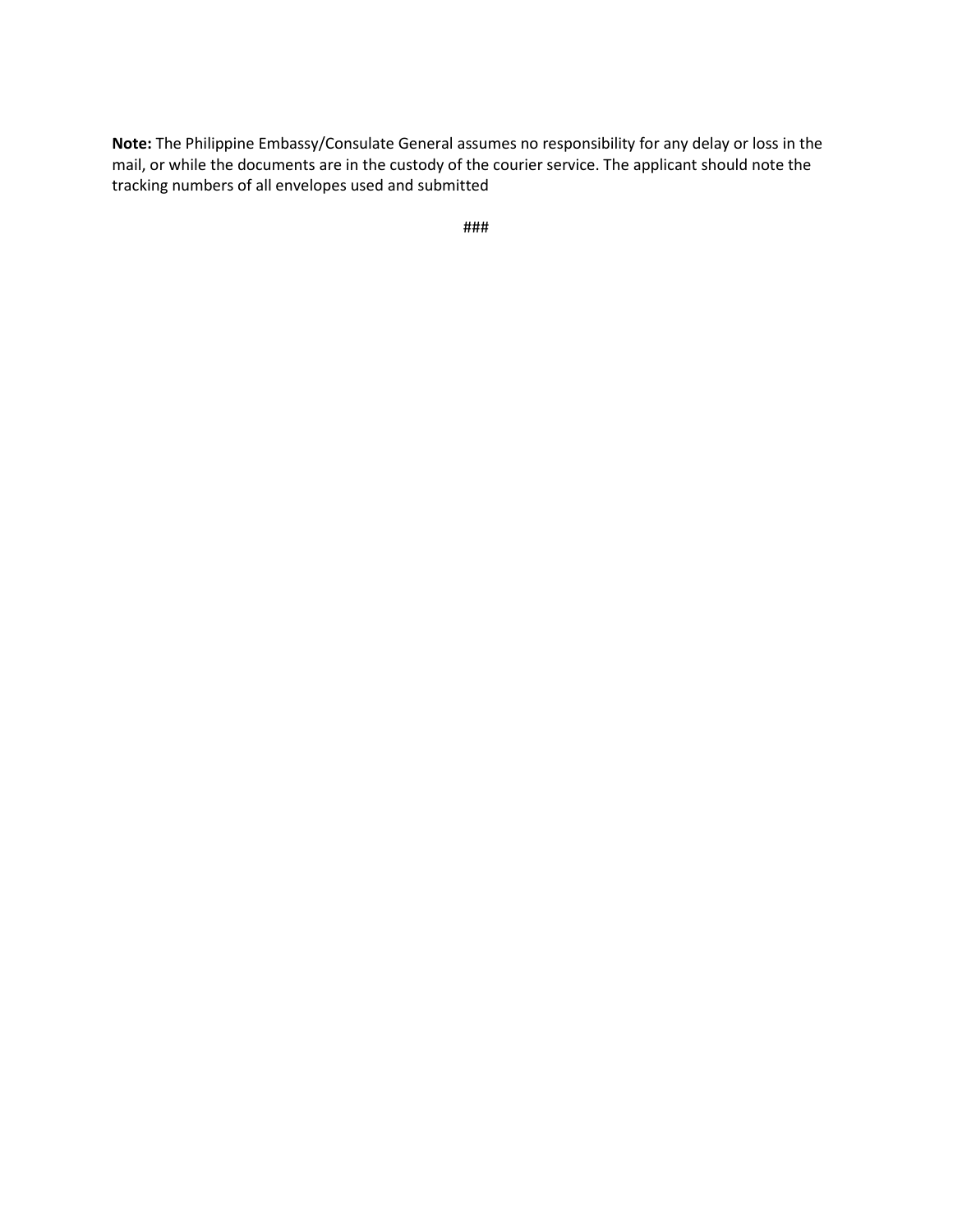**Note:** The Philippine Embassy/Consulate General assumes no responsibility for any delay or loss in the mail, or while the documents are in the custody of the courier service. The applicant should note the tracking numbers of all envelopes used and submitted

###